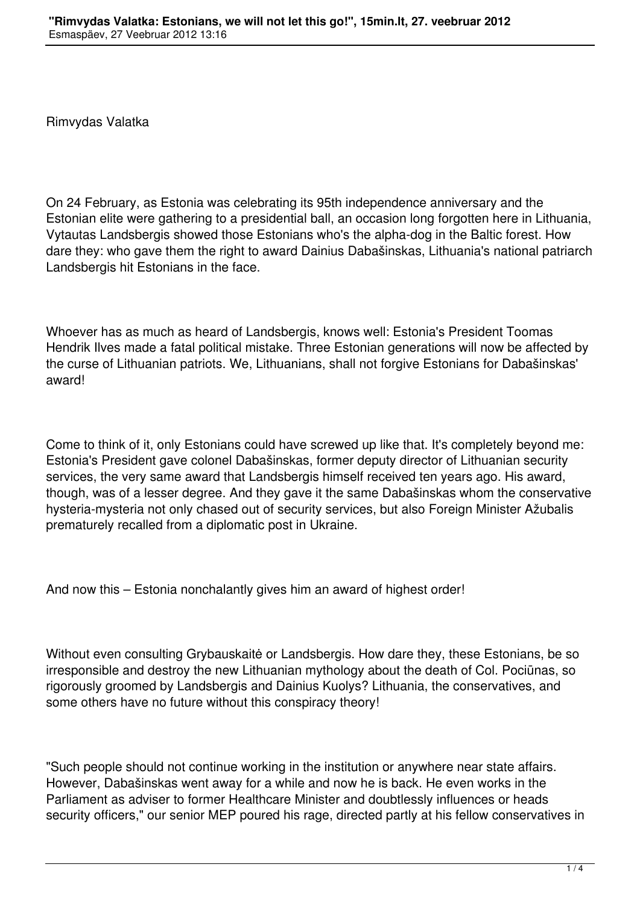Rimvydas Valatka

On 24 February, as Estonia was celebrating its 95th independence anniversary and the Estonian elite were gathering to a presidential ball, an occasion long forgotten here in Lithuania, Vytautas Landsbergis showed those Estonians who's the alpha-dog in the Baltic forest. How dare they: who gave them the right to award Dainius Dabašinskas, Lithuania's national patriarch Landsbergis hit Estonians in the face.

Whoever has as much as heard of Landsbergis, knows well: Estonia's President Toomas Hendrik Ilves made a fatal political mistake. Three Estonian generations will now be affected by the curse of Lithuanian patriots. We, Lithuanians, shall not forgive Estonians for Dabašinskas' award!

Come to think of it, only Estonians could have screwed up like that. It's completely beyond me: Estonia's President gave colonel Dabašinskas, former deputy director of Lithuanian security services, the very same award that Landsbergis himself received ten years ago. His award, though, was of a lesser degree. And they gave it the same Dabašinskas whom the conservative hysteria-mysteria not only chased out of security services, but also Foreign Minister Ažubalis prematurely recalled from a diplomatic post in Ukraine.

And now this – Estonia nonchalantly gives him an award of highest order!

Without even consulting Grybauskaitė or Landsbergis. How dare they, these Estonians, be so irresponsible and destroy the new Lithuanian mythology about the death of Col. Pociūnas, so rigorously groomed by Landsbergis and Dainius Kuolys? Lithuania, the conservatives, and some others have no future without this conspiracy theory!

"Such people should not continue working in the institution or anywhere near state affairs. However, Dabašinskas went away for a while and now he is back. He even works in the Parliament as adviser to former Healthcare Minister and doubtlessly influences or heads security officers," our senior MEP poured his rage, directed partly at his fellow conservatives in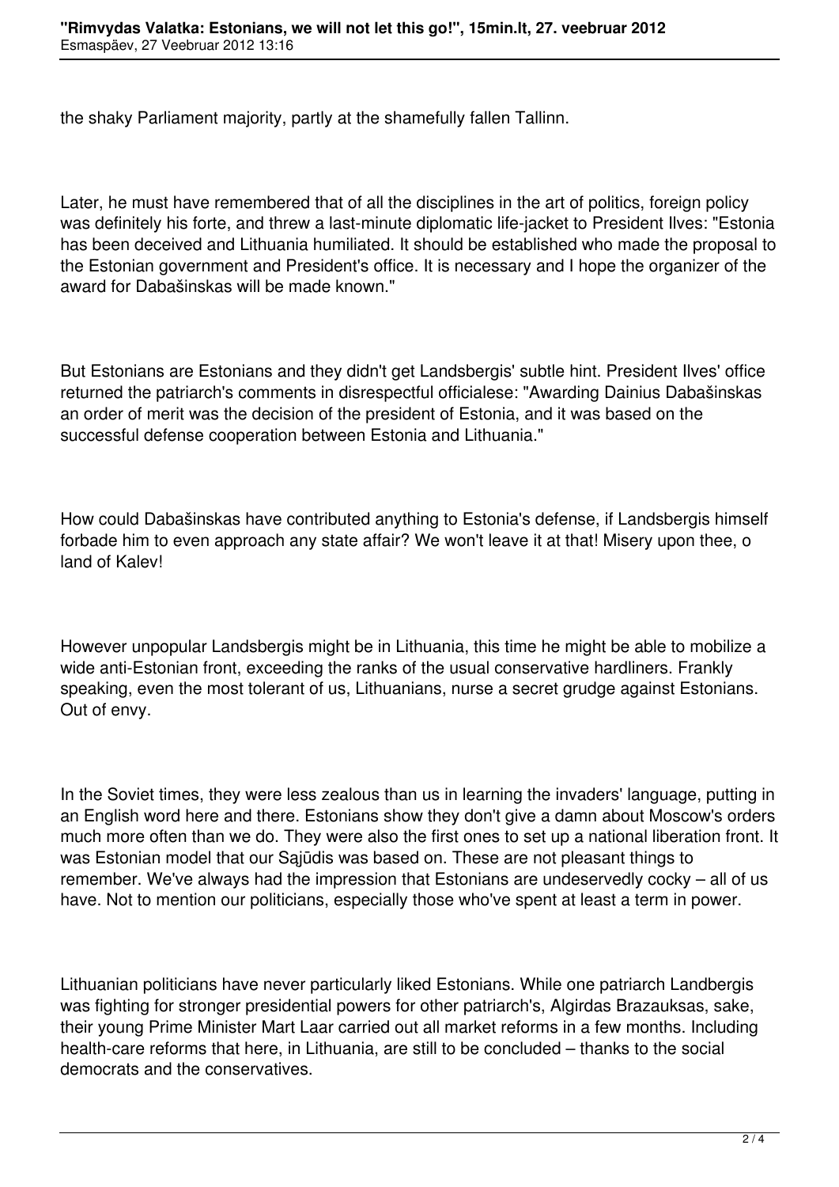the shaky Parliament majority, partly at the shamefully fallen Tallinn.

Later, he must have remembered that of all the disciplines in the art of politics, foreign policy was definitely his forte, and threw a last-minute diplomatic life-jacket to President Ilves: "Estonia has been deceived and Lithuania humiliated. It should be established who made the proposal to the Estonian government and President's office. It is necessary and I hope the organizer of the award for Dabašinskas will be made known."

But Estonians are Estonians and they didn't get Landsbergis' subtle hint. President Ilves' office returned the patriarch's comments in disrespectful officialese: "Awarding Dainius Dabašinskas an order of merit was the decision of the president of Estonia, and it was based on the successful defense cooperation between Estonia and Lithuania."

How could Dabašinskas have contributed anything to Estonia's defense, if Landsbergis himself forbade him to even approach any state affair? We won't leave it at that! Misery upon thee, o land of Kalev!

However unpopular Landsbergis might be in Lithuania, this time he might be able to mobilize a wide anti-Estonian front, exceeding the ranks of the usual conservative hardliners. Frankly speaking, even the most tolerant of us, Lithuanians, nurse a secret grudge against Estonians. Out of envy.

In the Soviet times, they were less zealous than us in learning the invaders' language, putting in an English word here and there. Estonians show they don't give a damn about Moscow's orders much more often than we do. They were also the first ones to set up a national liberation front. It was Estonian model that our Sąjūdis was based on. These are not pleasant things to remember. We've always had the impression that Estonians are undeservedly cocky – all of us have. Not to mention our politicians, especially those who've spent at least a term in power.

Lithuanian politicians have never particularly liked Estonians. While one patriarch Landbergis was fighting for stronger presidential powers for other patriarch's, Algirdas Brazauksas, sake, their young Prime Minister Mart Laar carried out all market reforms in a few months. Including health-care reforms that here, in Lithuania, are still to be concluded – thanks to the social democrats and the conservatives.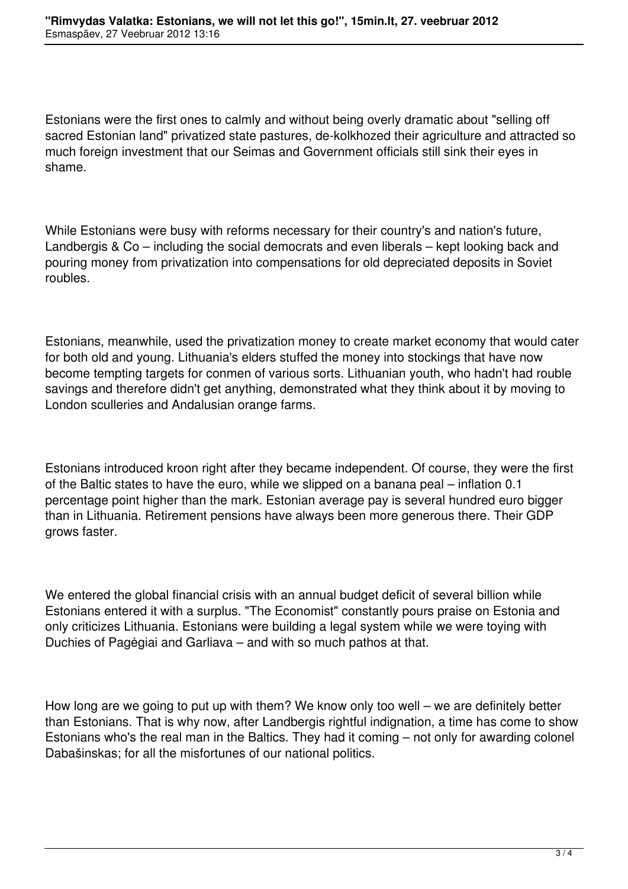Estonians were the first ones to calmly and without being overly dramatic about "selling off sacred Estonian land" privatized state pastures, de-kolkhozed their agriculture and attracted so much foreign investment that our Seimas and Government officials still sink their eyes in shame.

While Estonians were busy with reforms necessary for their country's and nation's future, Landbergis & Co – including the social democrats and even liberals – kept looking back and pouring money from privatization into compensations for old depreciated deposits in Soviet roubles.

Estonians, meanwhile, used the privatization money to create market economy that would cater for both old and young. Lithuania's elders stuffed the money into stockings that have now become tempting targets for conmen of various sorts. Lithuanian youth, who hadn't had rouble savings and therefore didn't get anything, demonstrated what they think about it by moving to London sculleries and Andalusian orange farms.

Estonians introduced kroon right after they became independent. Of course, they were the first of the Baltic states to have the euro, while we slipped on a banana peal – inflation 0.1 percentage point higher than the mark. Estonian average pay is several hundred euro bigger than in Lithuania. Retirement pensions have always been more generous there. Their GDP grows faster.

We entered the global financial crisis with an annual budget deficit of several billion while Estonians entered it with a surplus. "The Economist" constantly pours praise on Estonia and only criticizes Lithuania. Estonians were building a legal system while we were toying with Duchies of Pagėgiai and Garliava – and with so much pathos at that.

How long are we going to put up with them? We know only too well – we are definitely better than Estonians. That is why now, after Landbergis rightful indignation, a time has come to show Estonians who's the real man in the Baltics. They had it coming – not only for awarding colonel Dabašinskas; for all the misfortunes of our national politics.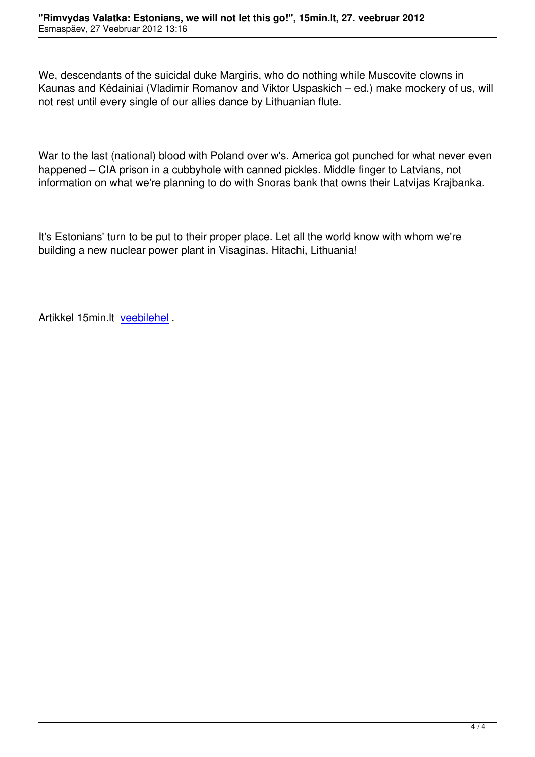We, descendants of the suicidal duke Margiris, who do nothing while Muscovite clowns in Kaunas and Kėdainiai (Vladimir Romanov and Viktor Uspaskich – ed.) make mockery of us, will not rest until every single of our allies dance by Lithuanian flute.

War to the last (national) blood with Poland over w's. America got punched for what never even happened – CIA prison in a cubbyhole with canned pickles. Middle finger to Latvians, not information on what we're planning to do with Snoras bank that owns their Latvijas Krajbanka.

It's Estonians' turn to be put to their proper place. Let all the world know with whom we're building a new nuclear power plant in Visaginas. Hitachi, Lithuania!

Artikkel 15min.lt veebilehel .